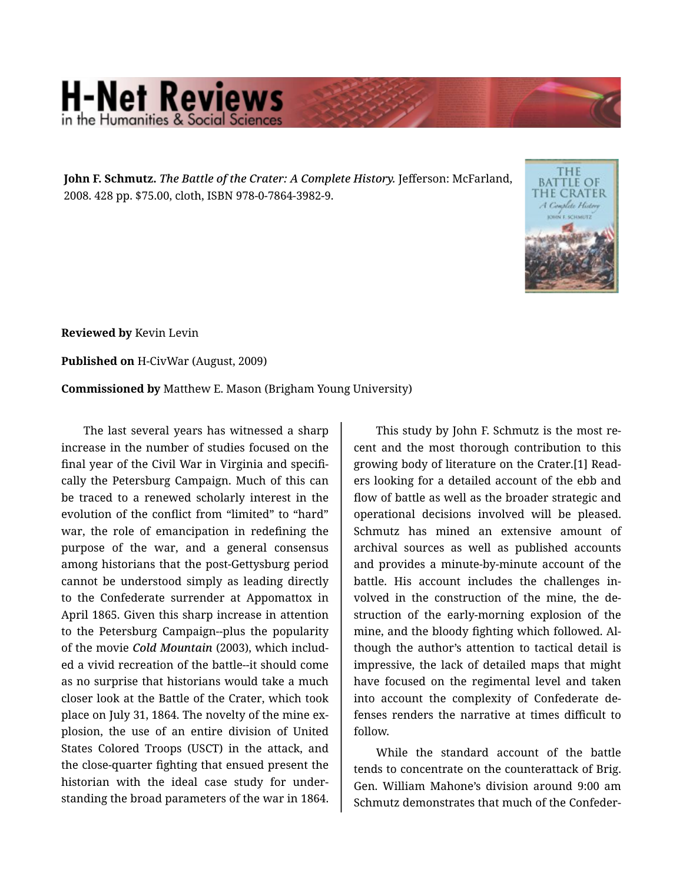# H-Net Reviews
in the Humanities & Social Sciences

**John F. Schmutz.** *The Battle of the Crater: A Complete History.* Jefferson: McFarland, 2008. 428 pp. $75.00, cloth, ISBN 978-0-7864-3982-9.

**Reviewed by** Kevin Levin

**Published on** H-CivWar (August, 2009)

**Commissioned by** Matthew E. Mason (Brigham Young University)

The last several years has witnessed a sharp increase in the number of studies focused on the final year of the Civil War in Virginia and specifically the Petersburg Campaign. Much of this can be traced to a renewed scholarly interest in the evolution of the conflict from "limited" to "hard" war, the role of emancipation in redefining the purpose of the war, and a general consensus among historians that the post-Gettysburg period cannot be understood simply as leading directly to the Confederate surrender at Appomattox in April 1865. Given this sharp increase in attention to the Petersburg Campaign--plus the popularity of the movie ***Cold Mountain*** (2003), which included a vivid recreation of the battle--it should come as no surprise that historians would take a much closer look at the Battle of the Crater, which took place on July 31, 1864. The novelty of the mine explosion, the use of an entire division of United States Colored Troops (USCT) in the attack, and the close-quarter fighting that ensued present the historian with the ideal case study for understanding the broad parameters of the war in 1864.

This study by John F. Schmutz is the most recent and the most thorough contribution to this growing body of literature on the Crater.[1] Readers looking for a detailed account of the ebb and flow of battle as well as the broader strategic and operational decisions involved will be pleased. Schmutz has mined an extensive amount of archival sources as well as published accounts and provides a minute-by-minute account of the battle. His account includes the challenges involved in the construction of the mine, the destruction of the early-morning explosion of the mine, and the bloody fighting which followed. Although the author's attention to tactical detail is impressive, the lack of detailed maps that might have focused on the regimental level and taken into account the complexity of Confederate defenses renders the narrative at times difficult to follow.

While the standard account of the battle tends to concentrate on the counterattack of Brig. Gen. William Mahone's division around 9:00 am Schmutz demonstrates that much of the Confeder-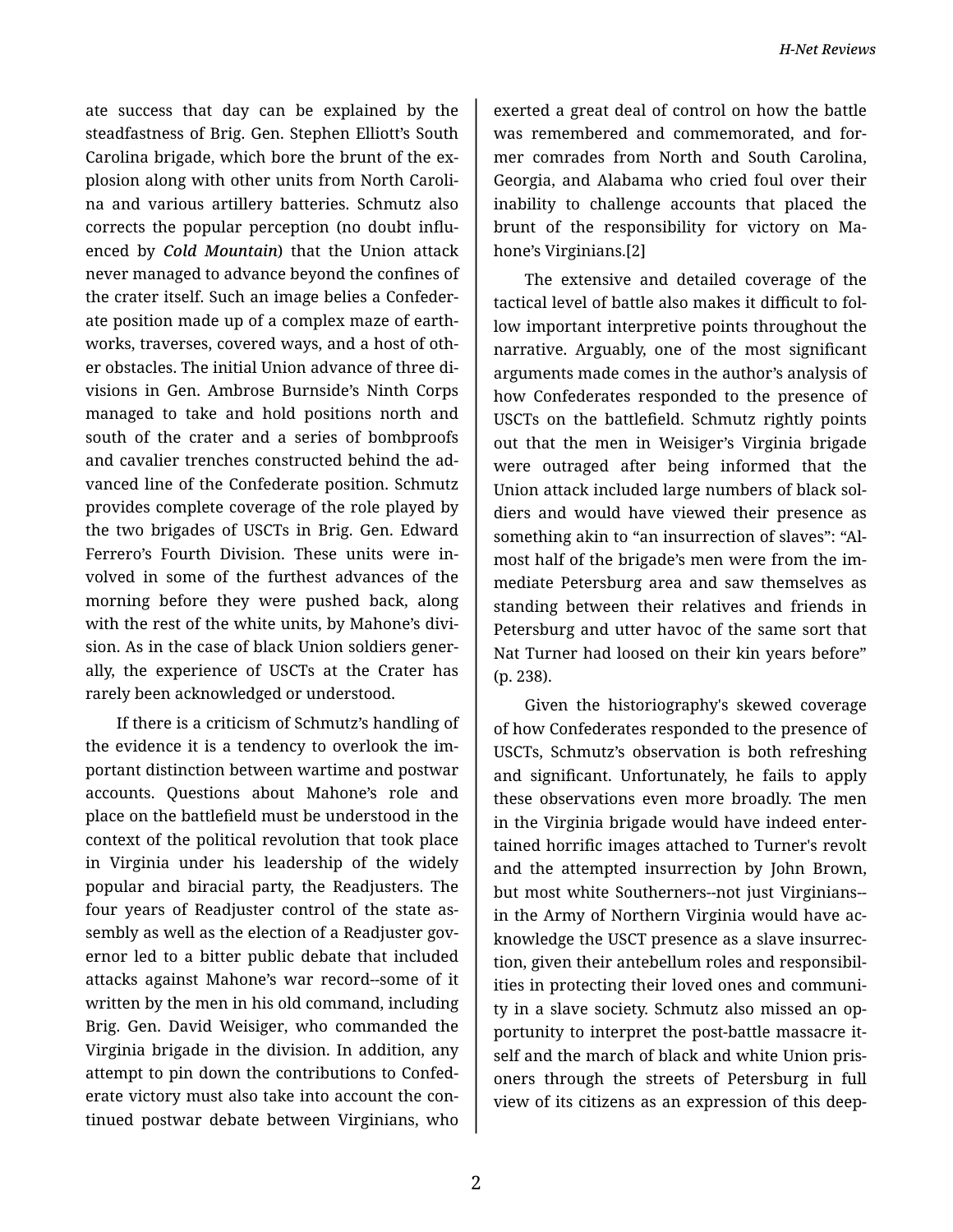ate success that day can be explained by the steadfastness of Brig. Gen. Stephen Elliott's South Carolina brigade, which bore the brunt of the explosion along with other units from North Carolina and various artillery batteries. Schmutz also corrects the popular perception (no doubt influenced by ***Cold Mountain***) that the Union attack never managed to advance beyond the confines of the crater itself. Such an image belies a Confederate position made up of a complex maze of earthworks, traverses, covered ways, and a host of other obstacles. The initial Union advance of three divisions in Gen. Ambrose Burnside's Ninth Corps managed to take and hold positions north and south of the crater and a series of bombproofs and cavalier trenches constructed behind the advanced line of the Confederate position. Schmutz provides complete coverage of the role played by the two brigades of USCTs in Brig. Gen. Edward Ferrero's Fourth Division. These units were involved in some of the furthest advances of the morning before they were pushed back, along with the rest of the white units, by Mahone's division. As in the case of black Union soldiers generally, the experience of USCTs at the Crater has rarely been acknowledged or understood.

If there is a criticism of Schmutz's handling of the evidence it is a tendency to overlook the important distinction between wartime and postwar accounts. Questions about Mahone's role and place on the battlefield must be understood in the context of the political revolution that took place in Virginia under his leadership of the widely popular and biracial party, the Readjusters. The four years of Readjuster control of the state assembly as well as the election of a Readjuster governor led to a bitter public debate that included attacks against Mahone's war record--some of it written by the men in his old command, including Brig. Gen. David Weisiger, who commanded the Virginia brigade in the division. In addition, any attempt to pin down the contributions to Confederate victory must also take into account the continued postwar debate between Virginians, who exerted a great deal of control on how the battle was remembered and commemorated, and former comrades from North and South Carolina, Georgia, and Alabama who cried foul over their inability to challenge accounts that placed the brunt of the responsibility for victory on Mahone's Virginians.[2]

The extensive and detailed coverage of the tactical level of battle also makes it difficult to follow important interpretive points throughout the narrative. Arguably, one of the most significant arguments made comes in the author's analysis of how Confederates responded to the presence of USCTs on the battlefield. Schmutz rightly points out that the men in Weisiger's Virginia brigade were outraged after being informed that the Union attack included large numbers of black soldiers and would have viewed their presence as something akin to "an insurrection of slaves": "Almost half of the brigade's men were from the immediate Petersburg area and saw themselves as standing between their relatives and friends in Petersburg and utter havoc of the same sort that Nat Turner had loosed on their kin years before" (p. 238).

Given the historiography's skewed coverage of how Confederates responded to the presence of USCTs, Schmutz's observation is both refreshing and significant. Unfortunately, he fails to apply these observations even more broadly. The men in the Virginia brigade would have indeed entertained horrific images attached to Turner's revolt and the attempted insurrection by John Brown, but most white Southerners--not just Virginians--in the Army of Northern Virginia would have acknowledge the USCT presence as a slave insurrection, given their antebellum roles and responsibilities in protecting their loved ones and community in a slave society. Schmutz also missed an opportunity to interpret the post-battle massacre itself and the march of black and white Union prisoners through the streets of Petersburg in full view of its citizens as an expression of this deep-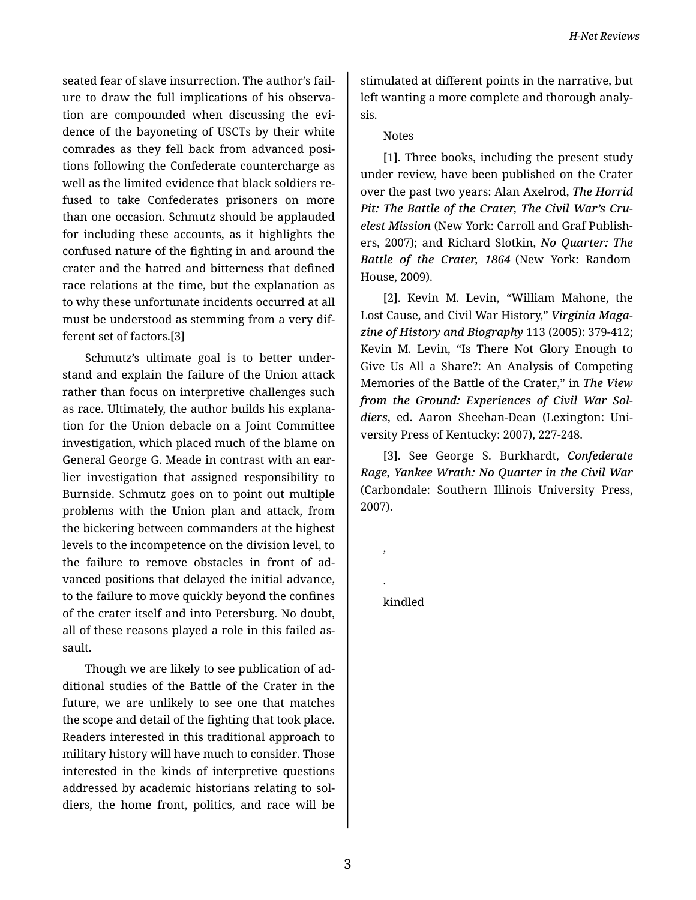seated fear of slave insurrection. The author's failure to draw the full implications of his observation are compounded when discussing the evidence of the bayoneting of USCTs by their white comrades as they fell back from advanced positions following the Confederate countercharge as well as the limited evidence that black soldiers refused to take Confederates prisoners on more than one occasion. Schmutz should be applauded for including these accounts, as it highlights the confused nature of the fighting in and around the crater and the hatred and bitterness that defined race relations at the time, but the explanation as to why these unfortunate incidents occurred at all must be understood as stemming from a very different set of factors.[3]

Schmutz's ultimate goal is to better understand and explain the failure of the Union attack rather than focus on interpretive challenges such as race. Ultimately, the author builds his explanation for the Union debacle on a Joint Committee investigation, which placed much of the blame on General George G. Meade in contrast with an earlier investigation that assigned responsibility to Burnside. Schmutz goes on to point out multiple problems with the Union plan and attack, from the bickering between commanders at the highest levels to the incompetence on the division level, to the failure to remove obstacles in front of advanced positions that delayed the initial advance, to the failure to move quickly beyond the confines of the crater itself and into Petersburg. No doubt, all of these reasons played a role in this failed assault.

Though we are likely to see publication of additional studies of the Battle of the Crater in the future, we are unlikely to see one that matches the scope and detail of the fighting that took place. Readers interested in this traditional approach to military history will have much to consider. Those interested in the kinds of interpretive questions addressed by academic historians relating to soldiers, the home front, politics, and race will be stimulated at different points in the narrative, but left wanting a more complete and thorough analysis.

Notes

[1]. Three books, including the present study under review, have been published on the Crater over the past two years: Alan Axelrod, ***The Horrid Pit: The Battle of the Crater, The Civil War's Cruelest Mission*** (New York: Carroll and Graf Publishers, 2007); and Richard Slotkin, ***No Quarter: The Battle of the Crater, 1864*** (New York: Random House, 2009).

[2]. Kevin M. Levin, "William Mahone, the Lost Cause, and Civil War History," ***Virginia Magazine of History and Biography*** 113 (2005): 379-412; Kevin M. Levin, "Is There Not Glory Enough to Give Us All a Share?: An Analysis of Competing Memories of the Battle of the Crater," in ***The View from the Ground: Experiences of Civil War Soldiers***, ed. Aaron Sheehan-Dean (Lexington: University Press of Kentucky: 2007), 227-248.

[3]. See George S. Burkhardt, ***Confederate Rage, Yankee Wrath: No Quarter in the Civil War*** (Carbondale: Southern Illinois University Press, 2007).

,

.

kindled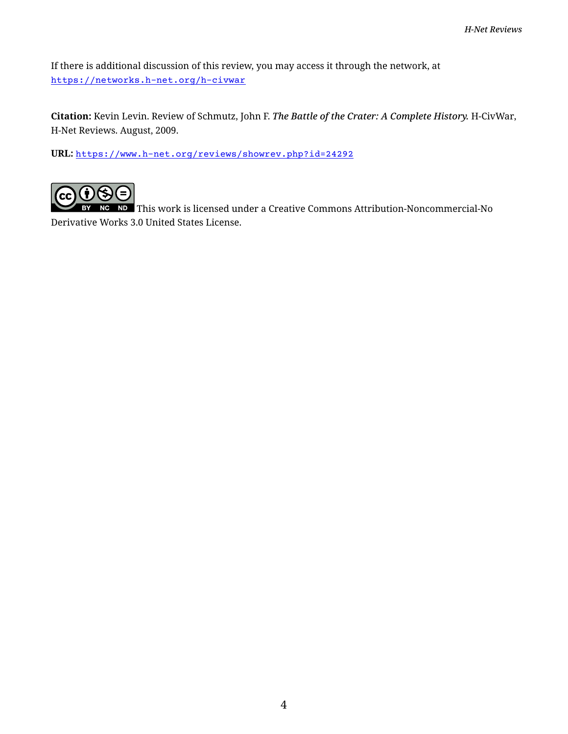If there is additional discussion of this review, you may access it through the network, at https://networks.h-net.org/h-civwar

**Citation:** Kevin Levin. Review of Schmutz, John F. ***The Battle of the Crater: A Complete History.*** H-CivWar, H-Net Reviews. August, 2009.

**URL:** https://www.h-net.org/reviews/showrev.php?id=24292

This work is licensed under a Creative Commons Attribution-Noncommercial-No Derivative Works 3.0 United States License.